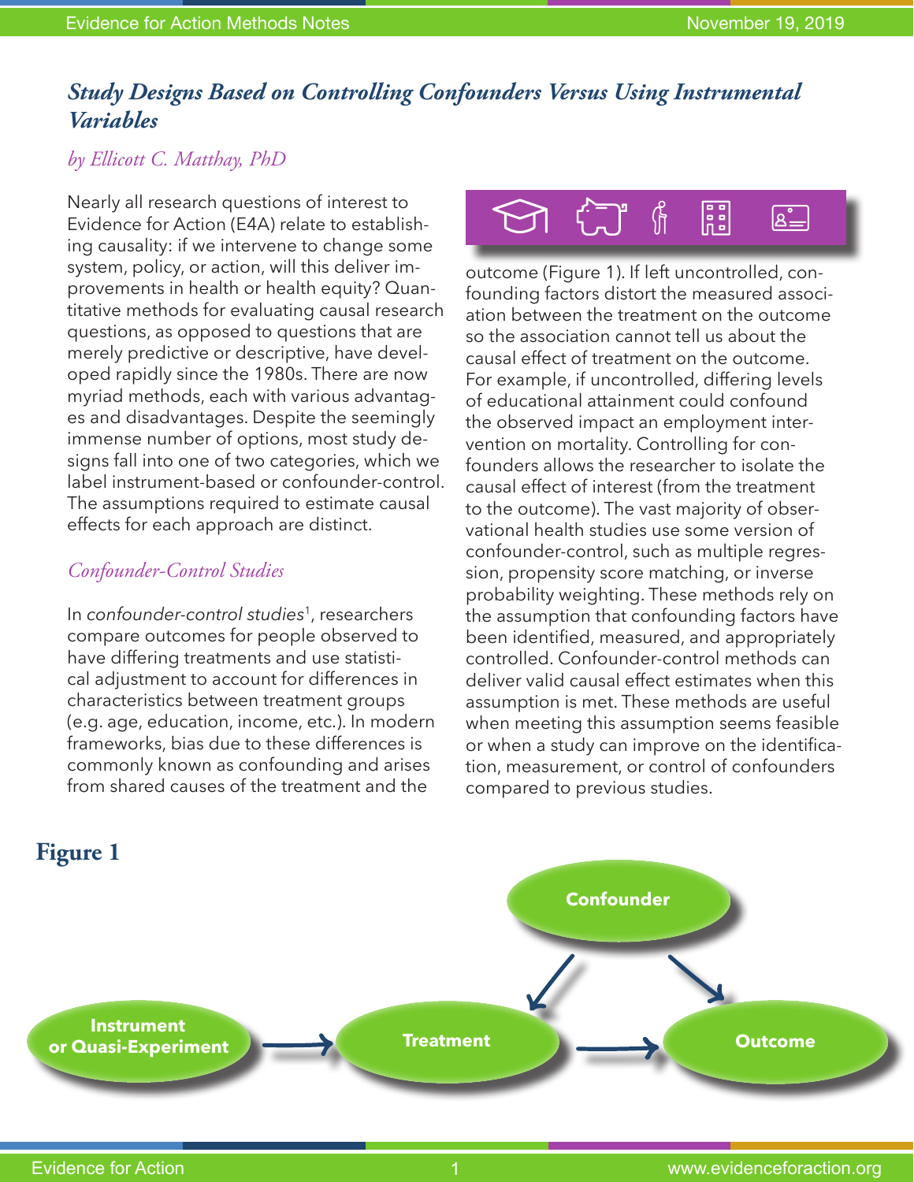# *Study Designs Based on Controlling Confounders Versus Using Instrumental Variables*

*by Ellicott C. Matthay, PhD*

Nearly all research questions of interest to Evidence for Action (E4A) relate to establishing causality: if we intervene to change some system, policy, or action, will this deliver improvements in health or health equity? Quantitative methods for evaluating causal research questions, as opposed to questions that are merely predictive or descriptive, have developed rapidly since the 1980s. There are now myriad methods, each with various advantages and disadvantages. Despite the seemingly immense number of options, most study designs fall into one of two categories, which we label instrument-based or confounder-control. The assumptions required to estimate causal effects for each approach are distinct.

## *Confounder-Control Studies*

In *confounder-control studies*[1], researchers compare outcomes for people observed to have differing treatments and use statistical adjustment to account for differences in characteristics between treatment groups (e.g. age, education, income, etc.). In modern frameworks, bias due to these differences is commonly known as confounding and arises from shared causes of the treatment and the outcome (Figure 1). If left uncontrolled, confounding factors distort the measured association between the treatment on the outcome so the association cannot tell us about the causal effect of treatment on the outcome. For example, if uncontrolled, differing levels of educational attainment could confound the observed impact an employment intervention on mortality. Controlling for confounders allows the researcher to isolate the causal effect of interest (from the treatment to the outcome). The vast majority of observational health studies use some version of confounder-control, such as multiple regression, propensity score matching, or inverse probability weighting. These methods rely on the assumption that confounding factors have been identified, measured, and appropriately controlled. Confounder-control methods can deliver valid causal effect estimates when this assumption is met. These methods are useful when meeting this assumption seems feasible or when a study can improve on the identification, measurement, or control of confounders compared to previous studies.

## Figure 1

Confounder → Treatment; Confounder → Outcome; Instrument or Quasi-Experiment → Treatment → Outcome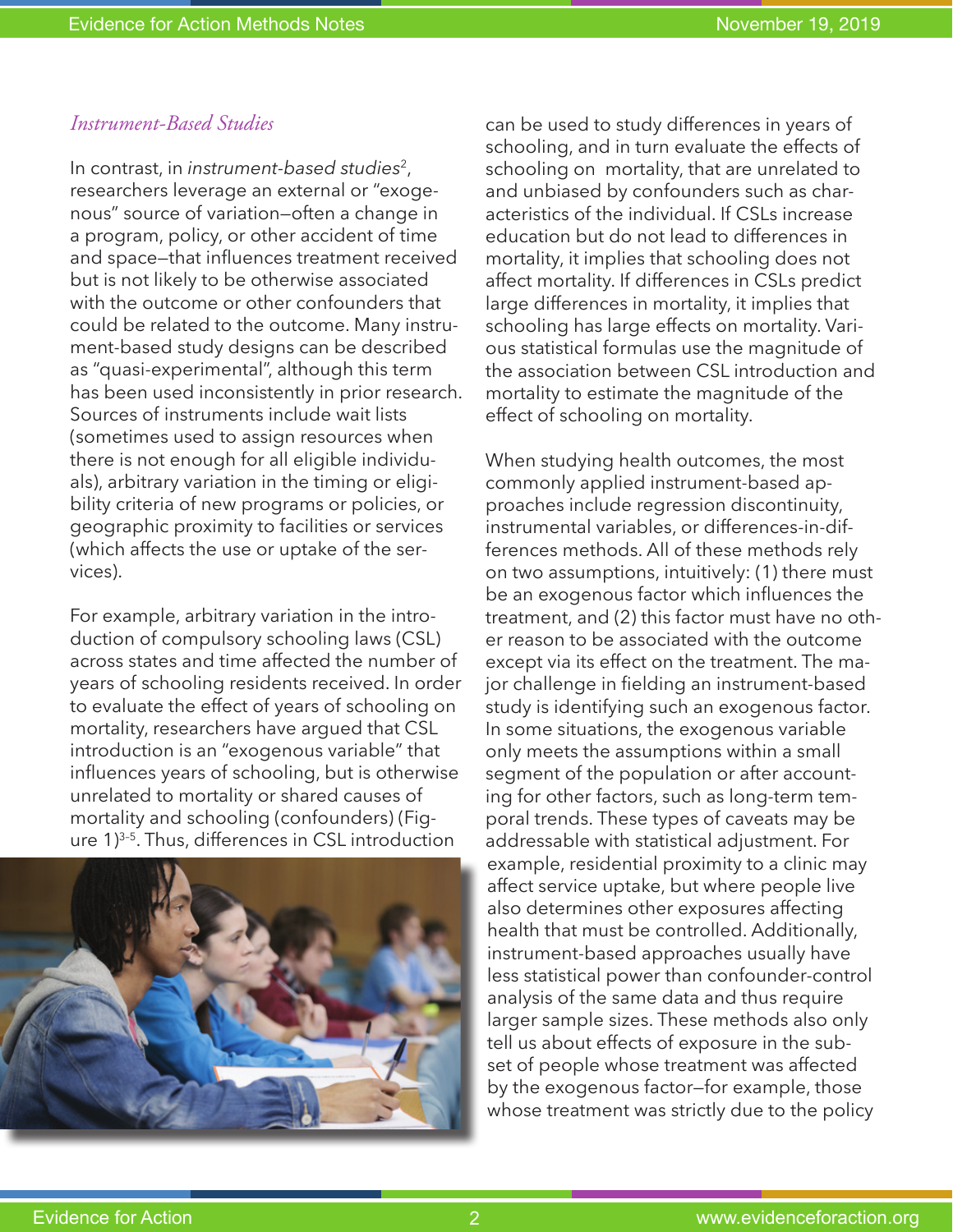*Instrument-Based Studies*

In contrast, in *instrument-based studies*[2], researchers leverage an external or "exogenous" source of variation—often a change in a program, policy, or other accident of time and space—that influences treatment received but is not likely to be otherwise associated with the outcome or other confounders that could be related to the outcome. Many instrument-based study designs can be described as "quasi-experimental", although this term has been used inconsistently in prior research. Sources of instruments include wait lists (sometimes used to assign resources when there is not enough for all eligible individuals), arbitrary variation in the timing or eligibility criteria of new programs or policies, or geographic proximity to facilities or services (which affects the use or uptake of the services).

For example, arbitrary variation in the introduction of compulsory schooling laws (CSL) across states and time affected the number of years of schooling residents received. In order to evaluate the effect of years of schooling on mortality, researchers have argued that CSL introduction is an "exogenous variable" that influences years of schooling, but is otherwise unrelated to mortality or shared causes of mortality and schooling (confounders) (Figure 1)[3-5]. Thus, differences in CSL introduction can be used to study differences in years of schooling, and in turn evaluate the effects of schooling on mortality, that are unrelated to and unbiased by confounders such as characteristics of the individual. If CSLs increase education but do not lead to differences in mortality, it implies that schooling does not affect mortality. If differences in CSLs predict large differences in mortality, it implies that schooling has large effects on mortality. Various statistical formulas use the magnitude of the association between CSL introduction and mortality to estimate the magnitude of the effect of schooling on mortality.

When studying health outcomes, the most commonly applied instrument-based approaches include regression discontinuity, instrumental variables, or differences-in-differences methods. All of these methods rely on two assumptions, intuitively: (1) there must be an exogenous factor which influences the treatment, and (2) this factor must have no other reason to be associated with the outcome except via its effect on the treatment. The major challenge in fielding an instrument-based study is identifying such an exogenous factor. In some situations, the exogenous variable only meets the assumptions within a small segment of the population or after accounting for other factors, such as long-term temporal trends. These types of caveats may be addressable with statistical adjustment. For example, residential proximity to a clinic may affect service uptake, but where people live also determines other exposures affecting health that must be controlled. Additionally, instrument-based approaches usually have less statistical power than confounder-control analysis of the same data and thus require larger sample sizes. These methods also only tell us about effects of exposure in the subset of people whose treatment was affected by the exogenous factor—for example, those whose treatment was strictly due to the policy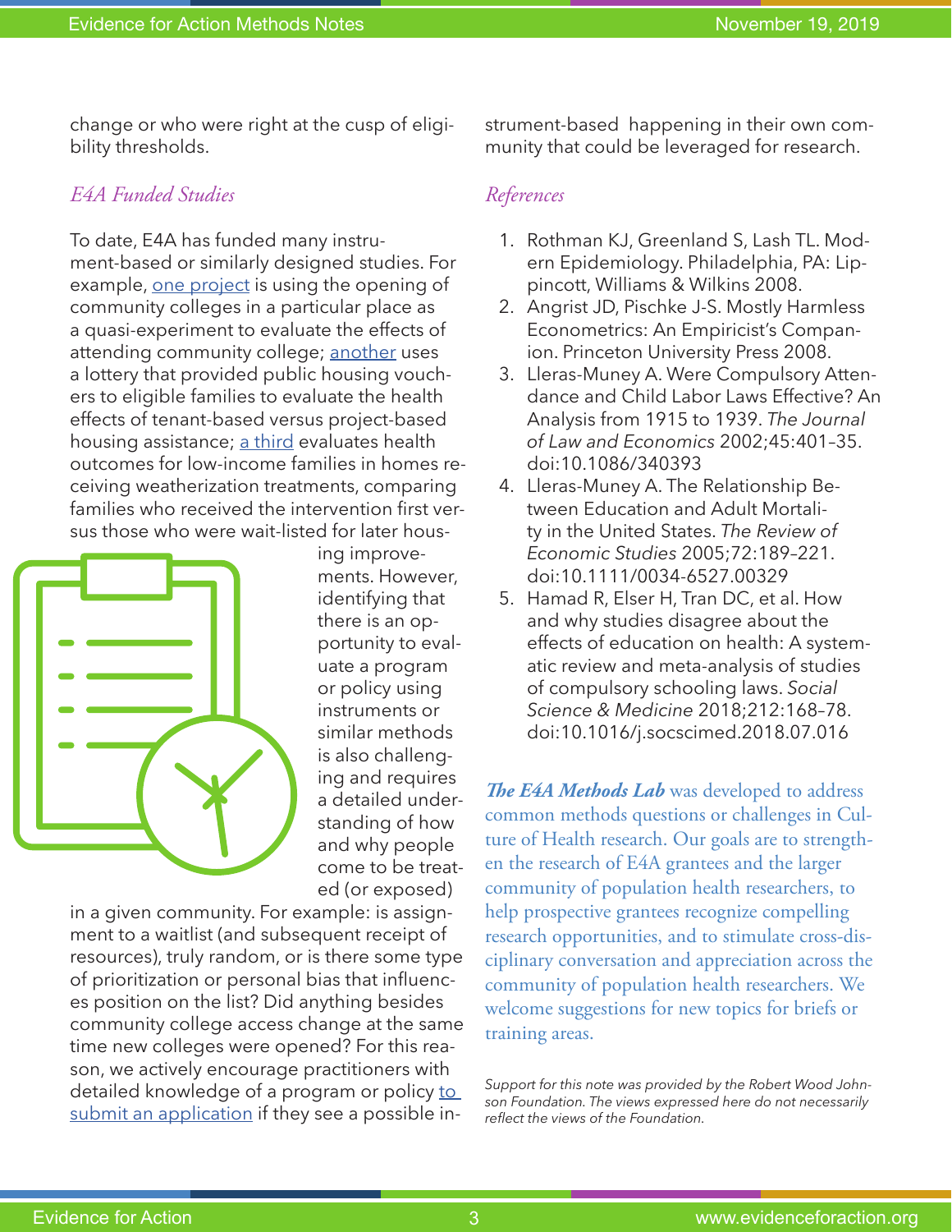change or who were right at the cusp of eligibility thresholds.

### *E4A Funded Studies*

To date, E4A has funded many instrument-based or similarly designed studies. For example, one project is using the opening of community colleges in a particular place as a quasi-experiment to evaluate the effects of attending community college; another uses a lottery that provided public housing vouchers to eligible families to evaluate the health effects of tenant-based versus project-based housing assistance; a third evaluates health outcomes for low-income families in homes receiving weatherization treatments, comparing families who received the intervention first versus those who were wait-listed for later housing improvements. However, identifying that there is an opportunity to evaluate a program or policy using instruments or similar methods is also challenging and requires a detailed understanding of how and why people come to be treated (or exposed) in a given community. For example: is assignment to a waitlist (and subsequent receipt of resources), truly random, or is there some type of prioritization or personal bias that influences position on the list? Did anything besides community college access change at the same time new colleges were opened? For this reason, we actively encourage practitioners with detailed knowledge of a program or policy to submit an application if they see a possible instrument-based happening in their own community that could be leveraged for research.

### *References*

1. Rothman KJ, Greenland S, Lash TL. Modern Epidemiology. Philadelphia, PA: Lippincott, Williams & Wilkins 2008.
2. Angrist JD, Pischke J-S. Mostly Harmless Econometrics: An Empiricist's Companion. Princeton University Press 2008.
3. Lleras-Muney A. Were Compulsory Attendance and Child Labor Laws Effective? An Analysis from 1915 to 1939. *The Journal of Law and Economics* 2002;45:401–35. doi:10.1086/340393
4. Lleras-Muney A. The Relationship Between Education and Adult Mortality in the United States. *The Review of Economic Studies* 2005;72:189–221. doi:10.1111/0034-6527.00329
5. Hamad R, Elser H, Tran DC, et al. How and why studies disagree about the effects of education on health: A systematic review and meta-analysis of studies of compulsory schooling laws. *Social Science & Medicine* 2018;212:168–78. doi:10.1016/j.socscimed.2018.07.016

***The E4A Methods Lab*** was developed to address common methods questions or challenges in Culture of Health research. Our goals are to strengthen the research of E4A grantees and the larger community of population health researchers, to help prospective grantees recognize compelling research opportunities, and to stimulate cross-disciplinary conversation and appreciation across the community of population health researchers. We welcome suggestions for new topics for briefs or training areas.

*Support for this note was provided by the Robert Wood Johnson Foundation. The views expressed here do not necessarily reflect the views of the Foundation.*